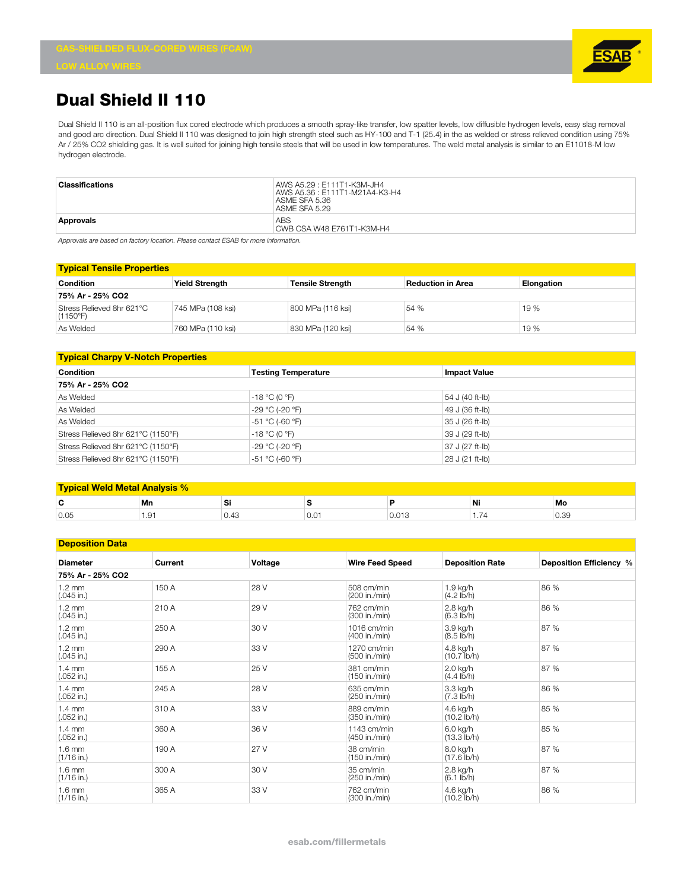GAS-SHIELDED FLUX-CORED WIRES (FCAW)

LOW ALLOY WIRES

# Dual Shield II 110

Dual Shield II 110 is an all-position flux cored electrode which produces a smooth spray-like transfer, low spatter levels, low diffusible hydrogen levels, easy slag removal and good arc direction. Dual Shield II 110 was designed to join high strength steel such as HY-100 and T-1 (25.4) in the as welded or stress relieved condition using 75% Ar / 25% CO2 shielding gas. It is well suited for joining high tensile steels that will be used in low temperatures. The weld metal analysis is similar to an E11018-M low hydrogen electrode.

| | |
|---|---|
| **Classifications** | AWS A5.29 : E111T1-K3M-JH4<br>AWS A5.36 : E111T1-M21A4-K3-H4<br>ASME SFA 5.36<br>ASME SFA 5.29 |
| **Approvals** | ABS<br>CWB CSA W48 E761T1-K3M-H4 |

*Approvals are based on factory location. Please contact ESAB for more information.*

## Typical Tensile Properties

| Condition | Yield Strength | Tensile Strength | Reduction in Area | Elongation |
|---|---|---|---|---|
| **75% Ar - 25% CO2** | | | | |
| Stress Relieved 8hr 621°C (1150°F) | 745 MPa (108 ksi) | 800 MPa (116 ksi) | 54 % | 19 % |
| As Welded | 760 MPa (110 ksi) | 830 MPa (120 ksi) | 54 % | 19 % |

## Typical Charpy V-Notch Properties

| Condition | Testing Temperature | Impact Value |
|---|---|---|
| **75% Ar - 25% CO2** | | |
| As Welded | -18 °C (0 °F) | 54 J (40 ft-lb) |
| As Welded | -29 °C (-20 °F) | 49 J (36 ft-lb) |
| As Welded | -51 °C (-60 °F) | 35 J (26 ft-lb) |
| Stress Relieved 8hr 621°C (1150°F) | -18 °C (0 °F) | 39 J (29 ft-lb) |
| Stress Relieved 8hr 621°C (1150°F) | -29 °C (-20 °F) | 37 J (27 ft-lb) |
| Stress Relieved 8hr 621°C (1150°F) | -51 °C (-60 °F) | 28 J (21 ft-lb) |

## Typical Weld Metal Analysis %

| C | Mn | Si | S | P | Ni | Mo |
|---|---|---|---|---|---|---|
| 0.05 | 1.91 | 0.43 | 0.01 | 0.013 | 1.74 | 0.39 |

## Deposition Data

| Diameter | Current | Voltage | Wire Feed Speed | Deposition Rate | Deposition Efficiency % |
|---|---|---|---|---|---|
| **75% Ar - 25% CO2** | | | | | |
| 1.2 mm (.045 in.) | 150 A | 28 V | 508 cm/min (200 in./min) | 1.9 kg/h (4.2 lb/h) | 86 % |
| 1.2 mm (.045 in.) | 210 A | 29 V | 762 cm/min (300 in./min) | 2.8 kg/h (6.3 lb/h) | 86 % |
| 1.2 mm (.045 in.) | 250 A | 30 V | 1016 cm/min (400 in./min) | 3.9 kg/h (8.5 lb/h) | 87 % |
| 1.2 mm (.045 in.) | 290 A | 33 V | 1270 cm/min (500 in./min) | 4.8 kg/h (10.7 lb/h) | 87 % |
| 1.4 mm (.052 in.) | 155 A | 25 V | 381 cm/min (150 in./min) | 2.0 kg/h (4.4 lb/h) | 87 % |
| 1.4 mm (.052 in.) | 245 A | 28 V | 635 cm/min (250 in./min) | 3.3 kg/h (7.3 lb/h) | 86 % |
| 1.4 mm (.052 in.) | 310 A | 33 V | 889 cm/min (350 in./min) | 4.6 kg/h (10.2 lb/h) | 85 % |
| 1.4 mm (.052 in.) | 360 A | 36 V | 1143 cm/min (450 in./min) | 6.0 kg/h (13.3 lb/h) | 85 % |
| 1.6 mm (1/16 in.) | 190 A | 27 V | 38 cm/min (150 in./min) | 8.0 kg/h (17.6 lb/h) | 87 % |
| 1.6 mm (1/16 in.) | 300 A | 30 V | 35 cm/min (250 in./min) | 2.8 kg/h (6.1 lb/h) | 87 % |
| 1.6 mm (1/16 in.) | 365 A | 33 V | 762 cm/min (300 in./min) | 4.6 kg/h (10.2 lb/h) | 86 % |

esab.com/fillermetals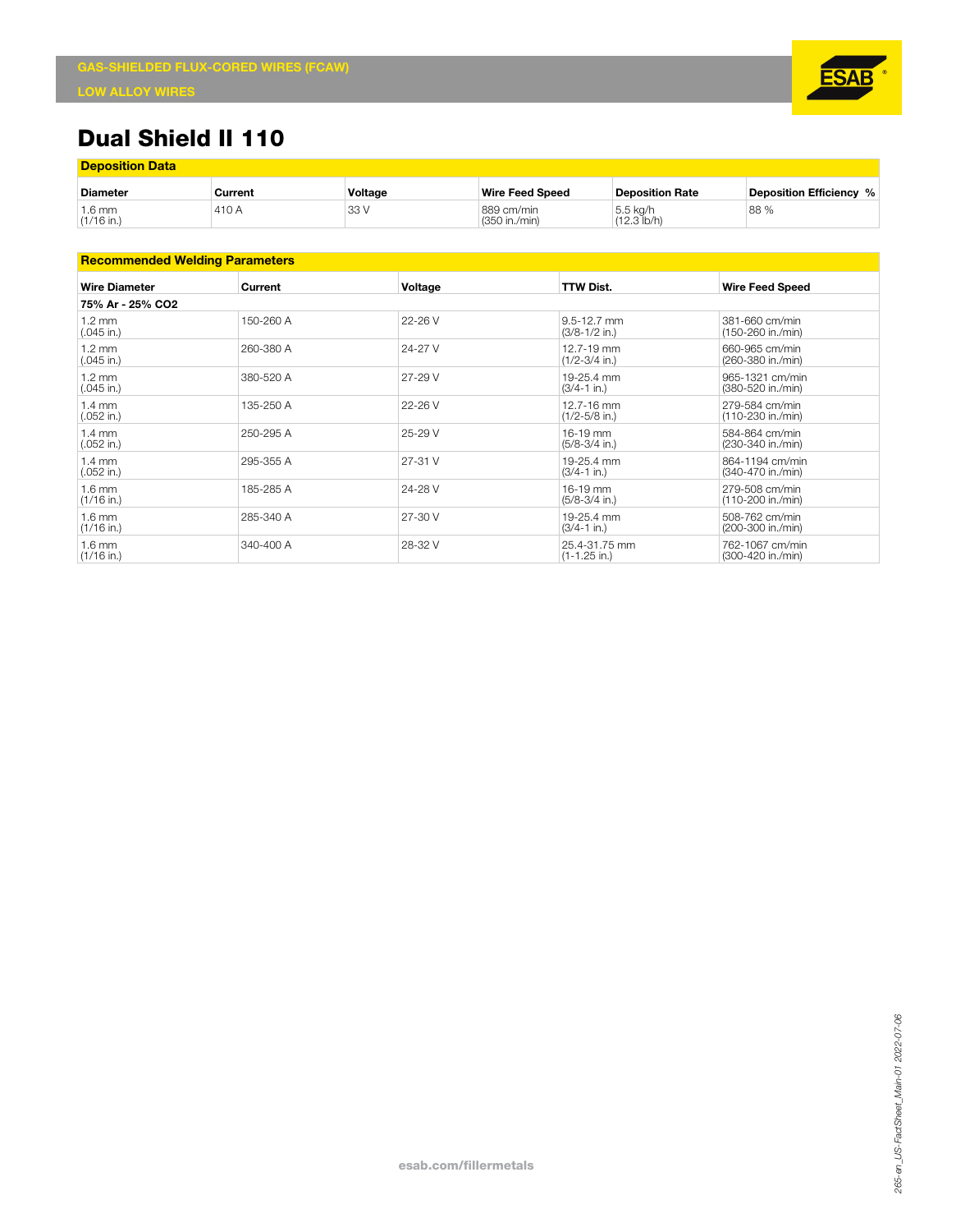# Dual Shield II 110

## Deposition Data

| Diameter | Current | Voltage | Wire Feed Speed | Deposition Rate | Deposition Efficiency % |
|---|---|---|---|---|---|
| 1.6 mm (1/16 in.) | 410 A | 33 V | 889 cm/min (350 in./min) | 5.5 kg/h (12.3 lb/h) | 88 % |

## Recommended Welding Parameters

| Wire Diameter | Current | Voltage | TTW Dist. | Wire Feed Speed |
|---|---|---|---|---|
| **75% Ar - 25% CO2** | | | | |
| 1.2 mm (.045 in.) | 150-260 A | 22-26 V | 9.5-12.7 mm (3/8-1/2 in.) | 381-660 cm/min (150-260 in./min) |
| 1.2 mm (.045 in.) | 260-380 A | 24-27 V | 12.7-19 mm (1/2-3/4 in.) | 660-965 cm/min (260-380 in./min) |
| 1.2 mm (.045 in.) | 380-520 A | 27-29 V | 19-25.4 mm (3/4-1 in.) | 965-1321 cm/min (380-520 in./min) |
| 1.4 mm (.052 in.) | 135-250 A | 22-26 V | 12.7-16 mm (1/2-5/8 in.) | 279-584 cm/min (110-230 in./min) |
| 1.4 mm (.052 in.) | 250-295 A | 25-29 V | 16-19 mm (5/8-3/4 in.) | 584-864 cm/min (230-340 in./min) |
| 1.4 mm (.052 in.) | 295-355 A | 27-31 V | 19-25.4 mm (3/4-1 in.) | 864-1194 cm/min (340-470 in./min) |
| 1.6 mm (1/16 in.) | 185-285 A | 24-28 V | 16-19 mm (5/8-3/4 in.) | 279-508 cm/min (110-200 in./min) |
| 1.6 mm (1/16 in.) | 285-340 A | 27-30 V | 19-25.4 mm (3/4-1 in.) | 508-762 cm/min (200-300 in./min) |
| 1.6 mm (1/16 in.) | 340-400 A | 28-32 V | 25.4-31.75 mm (1-1.25 in.) | 762-1067 cm/min (300-420 in./min) |